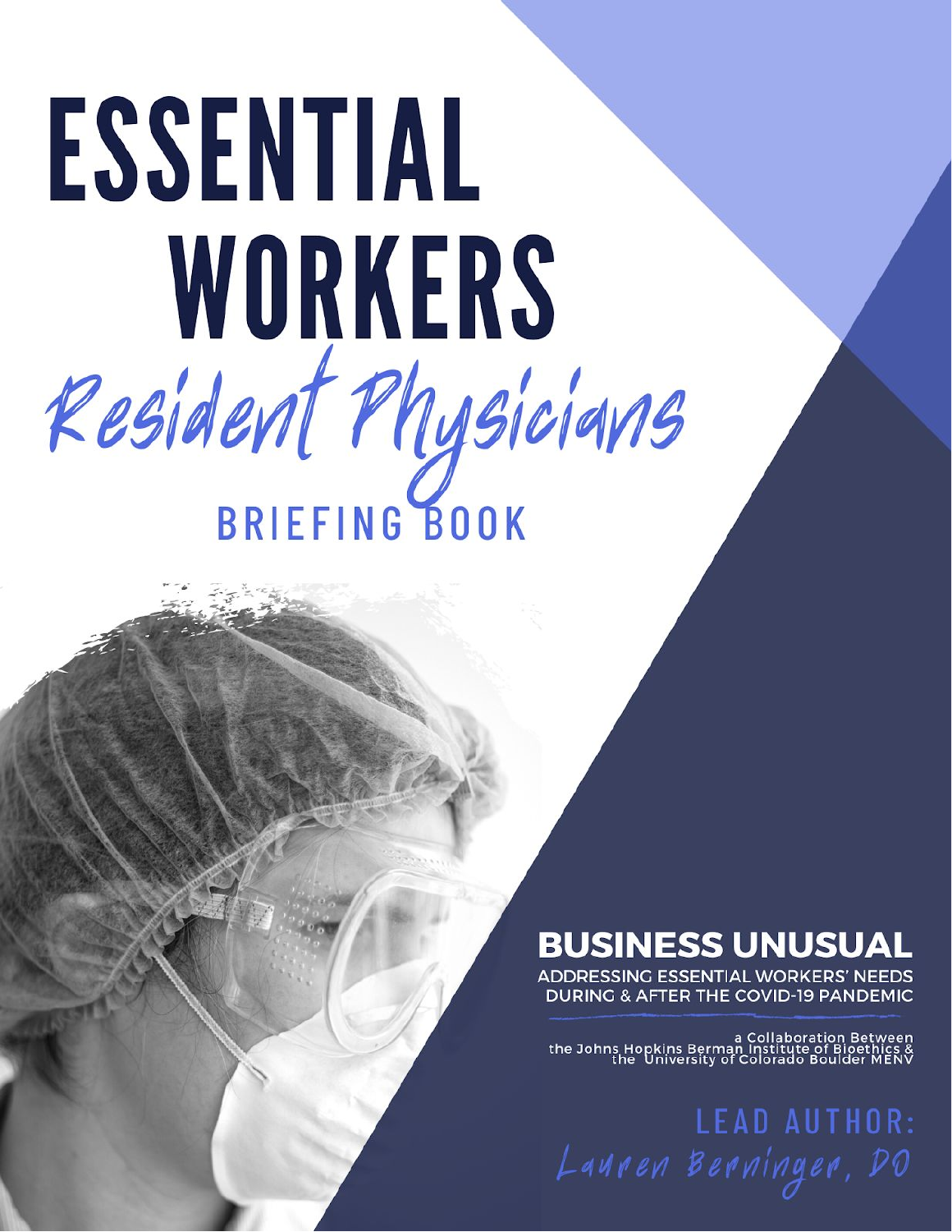# ESSENTIAL WORKERS

## *Resident Physicians*

## BRIEFING BOOK

**BUSINESS UNUSUAL**

ADDRESSING ESSENTIAL WORKERS' NEEDS DURING & AFTER THE COVID-19 PANDEMIC

a Collaboration Between the Johns Hopkins Berman Institute of Bioethics & the University of Colorado Boulder MENV

LEAD AUTHOR:

*Lauren Berninger, DO*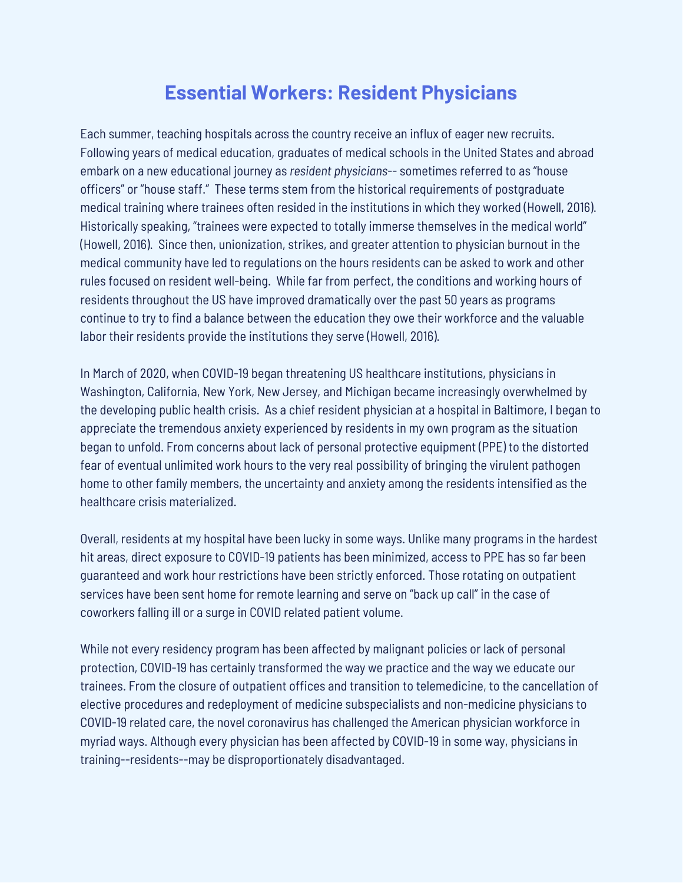# Essential Workers: Resident Physicians

Each summer, teaching hospitals across the country receive an influx of eager new recruits. Following years of medical education, graduates of medical schools in the United States and abroad embark on a new educational journey as *resident physicians*-- sometimes referred to as "house officers" or "house staff." These terms stem from the historical requirements of postgraduate medical training where trainees often resided in the institutions in which they worked (Howell, 2016). Historically speaking, "trainees were expected to totally immerse themselves in the medical world" (Howell, 2016). Since then, unionization, strikes, and greater attention to physician burnout in the medical community have led to regulations on the hours residents can be asked to work and other rules focused on resident well-being. While far from perfect, the conditions and working hours of residents throughout the US have improved dramatically over the past 50 years as programs continue to try to find a balance between the education they owe their workforce and the valuable labor their residents provide the institutions they serve (Howell, 2016).

In March of 2020, when COVID-19 began threatening US healthcare institutions, physicians in Washington, California, New York, New Jersey, and Michigan became increasingly overwhelmed by the developing public health crisis. As a chief resident physician at a hospital in Baltimore, I began to appreciate the tremendous anxiety experienced by residents in my own program as the situation began to unfold. From concerns about lack of personal protective equipment (PPE) to the distorted fear of eventual unlimited work hours to the very real possibility of bringing the virulent pathogen home to other family members, the uncertainty and anxiety among the residents intensified as the healthcare crisis materialized.

Overall, residents at my hospital have been lucky in some ways. Unlike many programs in the hardest hit areas, direct exposure to COVID-19 patients has been minimized, access to PPE has so far been guaranteed and work hour restrictions have been strictly enforced. Those rotating on outpatient services have been sent home for remote learning and serve on "back up call" in the case of coworkers falling ill or a surge in COVID related patient volume.

While not every residency program has been affected by malignant policies or lack of personal protection, COVID-19 has certainly transformed the way we practice and the way we educate our trainees. From the closure of outpatient offices and transition to telemedicine, to the cancellation of elective procedures and redeployment of medicine subspecialists and non-medicine physicians to COVID-19 related care, the novel coronavirus has challenged the American physician workforce in myriad ways. Although every physician has been affected by COVID-19 in some way, physicians in training--residents--may be disproportionately disadvantaged.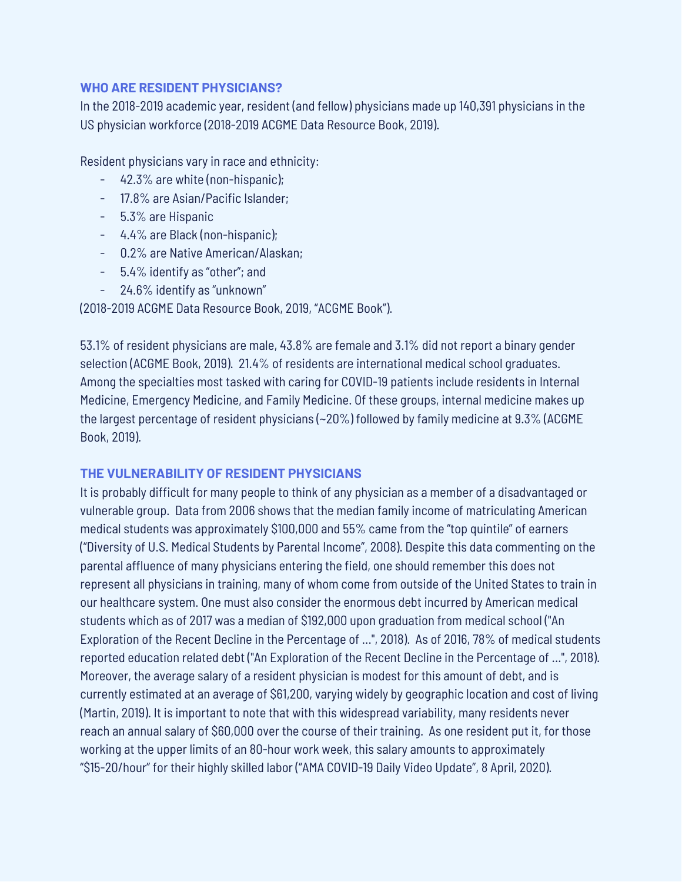## WHO ARE RESIDENT PHYSICIANS?

In the 2018-2019 academic year, resident (and fellow) physicians made up 140,391 physicians in the US physician workforce (2018-2019 ACGME Data Resource Book, 2019).

Resident physicians vary in race and ethnicity:

- 42.3% are white (non-hispanic);
- 17.8% are Asian/Pacific Islander;
- 5.3% are Hispanic
- 4.4% are Black (non-hispanic);
- 0.2% are Native American/Alaskan;
- 5.4% identify as "other"; and
- 24.6% identify as "unknown"

(2018-2019 ACGME Data Resource Book, 2019, "ACGME Book").

53.1% of resident physicians are male, 43.8% are female and 3.1% did not report a binary gender selection (ACGME Book, 2019). 21.4% of residents are international medical school graduates. Among the specialties most tasked with caring for COVID-19 patients include residents in Internal Medicine, Emergency Medicine, and Family Medicine. Of these groups, internal medicine makes up the largest percentage of resident physicians (~20%) followed by family medicine at 9.3% (ACGME Book, 2019).

## THE VULNERABILITY OF RESIDENT PHYSICIANS

It is probably difficult for many people to think of any physician as a member of a disadvantaged or vulnerable group. Data from 2006 shows that the median family income of matriculating American medical students was approximately $100,000 and 55% came from the "top quintile" of earners ("Diversity of U.S. Medical Students by Parental Income", 2008). Despite this data commenting on the parental affluence of many physicians entering the field, one should remember this does not represent all physicians in training, many of whom come from outside of the United States to train in our healthcare system. One must also consider the enormous debt incurred by American medical students which as of 2017 was a median of $192,000 upon graduation from medical school ("An Exploration of the Recent Decline in the Percentage of ...", 2018). As of 2016, 78% of medical students reported education related debt ("An Exploration of the Recent Decline in the Percentage of ...", 2018). Moreover, the average salary of a resident physician is modest for this amount of debt, and is currently estimated at an average of $61,200, varying widely by geographic location and cost of living (Martin, 2019). It is important to note that with this widespread variability, many residents never reach an annual salary of $60,000 over the course of their training. As one resident put it, for those working at the upper limits of an 80-hour work week, this salary amounts to approximately "$15-20/hour" for their highly skilled labor ("AMA COVID-19 Daily Video Update", 8 April, 2020).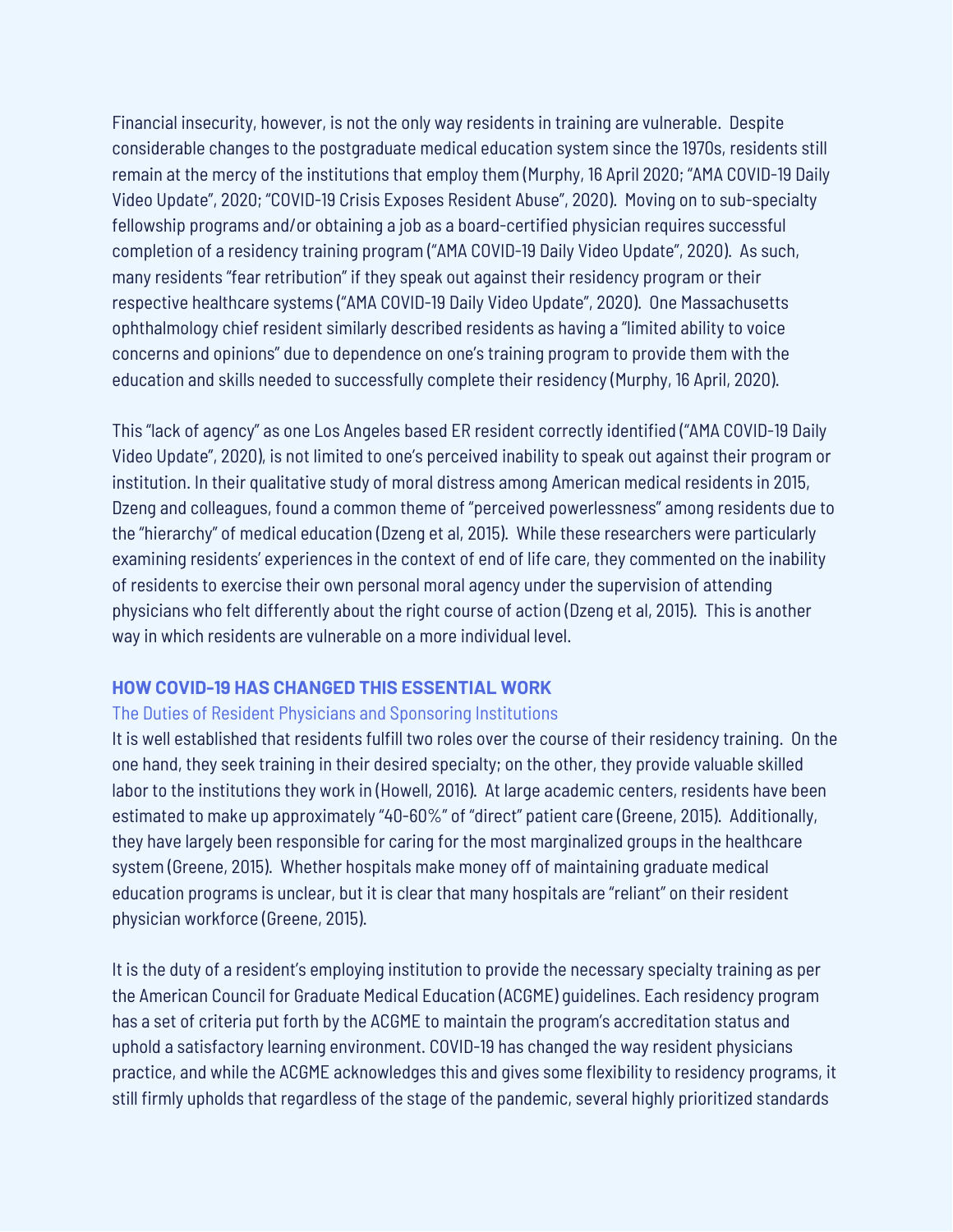Financial insecurity, however, is not the only way residents in training are vulnerable. Despite considerable changes to the postgraduate medical education system since the 1970s, residents still remain at the mercy of the institutions that employ them (Murphy, 16 April 2020; "AMA COVID-19 Daily Video Update", 2020; "COVID-19 Crisis Exposes Resident Abuse", 2020). Moving on to sub-specialty fellowship programs and/or obtaining a job as a board-certified physician requires successful completion of a residency training program ("AMA COVID-19 Daily Video Update", 2020). As such, many residents "fear retribution" if they speak out against their residency program or their respective healthcare systems ("AMA COVID-19 Daily Video Update", 2020). One Massachusetts ophthalmology chief resident similarly described residents as having a "limited ability to voice concerns and opinions" due to dependence on one's training program to provide them with the education and skills needed to successfully complete their residency (Murphy, 16 April, 2020).

This "lack of agency" as one Los Angeles based ER resident correctly identified ("AMA COVID-19 Daily Video Update", 2020), is not limited to one's perceived inability to speak out against their program or institution. In their qualitative study of moral distress among American medical residents in 2015, Dzeng and colleagues, found a common theme of "perceived powerlessness" among residents due to the "hierarchy" of medical education (Dzeng et al, 2015). While these researchers were particularly examining residents' experiences in the context of end of life care, they commented on the inability of residents to exercise their own personal moral agency under the supervision of attending physicians who felt differently about the right course of action (Dzeng et al, 2015). This is another way in which residents are vulnerable on a more individual level.

## HOW COVID-19 HAS CHANGED THIS ESSENTIAL WORK

### The Duties of Resident Physicians and Sponsoring Institutions

It is well established that residents fulfill two roles over the course of their residency training. On the one hand, they seek training in their desired specialty; on the other, they provide valuable skilled labor to the institutions they work in (Howell, 2016). At large academic centers, residents have been estimated to make up approximately "40-60%" of "direct" patient care (Greene, 2015). Additionally, they have largely been responsible for caring for the most marginalized groups in the healthcare system (Greene, 2015). Whether hospitals make money off of maintaining graduate medical education programs is unclear, but it is clear that many hospitals are "reliant" on their resident physician workforce (Greene, 2015).

It is the duty of a resident's employing institution to provide the necessary specialty training as per the American Council for Graduate Medical Education (ACGME) guidelines. Each residency program has a set of criteria put forth by the ACGME to maintain the program's accreditation status and uphold a satisfactory learning environment. COVID-19 has changed the way resident physicians practice, and while the ACGME acknowledges this and gives some flexibility to residency programs, it still firmly upholds that regardless of the stage of the pandemic, several highly prioritized standards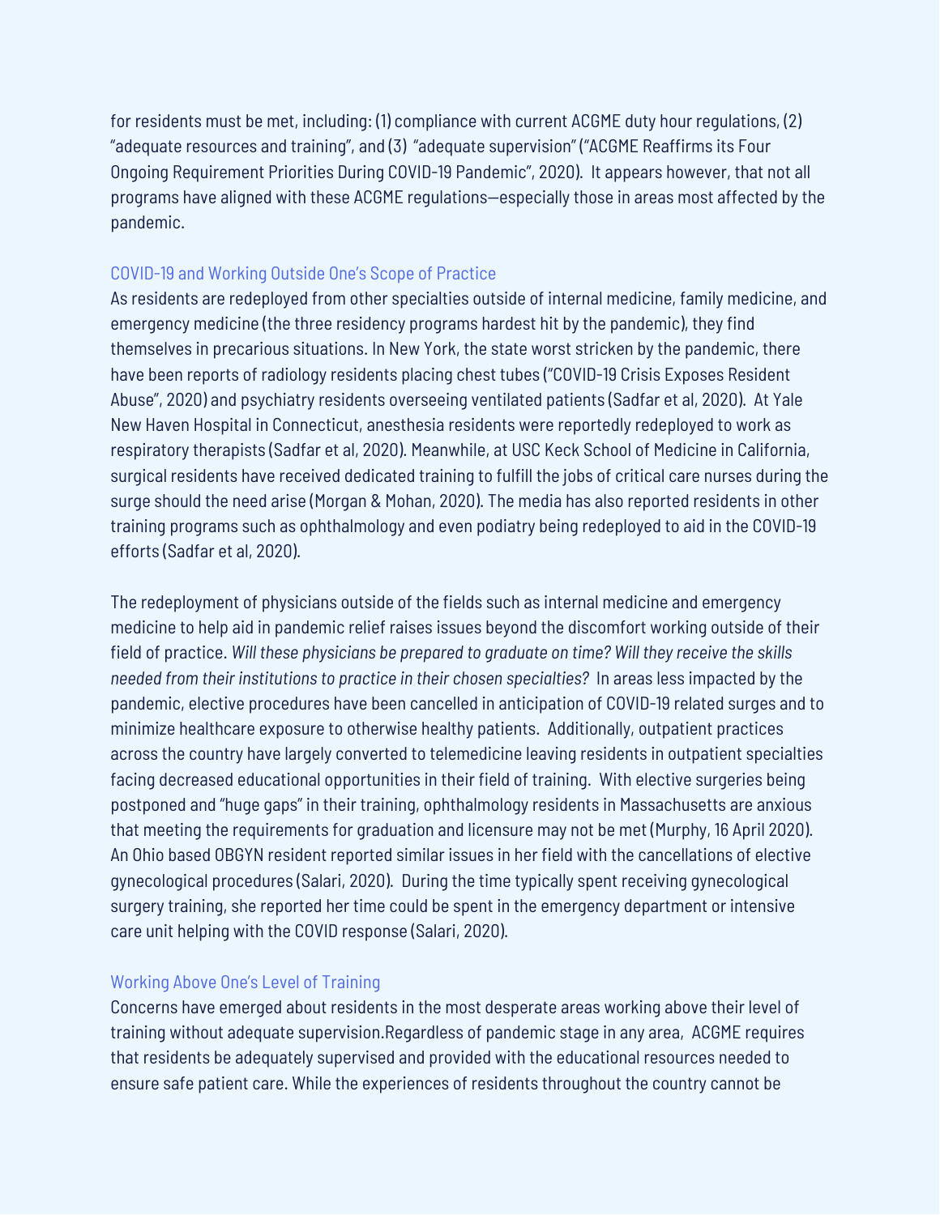for residents must be met, including: (1) compliance with current ACGME duty hour regulations, (2) "adequate resources and training", and (3) "adequate supervision" ("ACGME Reaffirms its Four Ongoing Requirement Priorities During COVID-19 Pandemic", 2020). It appears however, that not all programs have aligned with these ACGME regulations—especially those in areas most affected by the pandemic.

### COVID-19 and Working Outside One's Scope of Practice

As residents are redeployed from other specialties outside of internal medicine, family medicine, and emergency medicine (the three residency programs hardest hit by the pandemic), they find themselves in precarious situations. In New York, the state worst stricken by the pandemic, there have been reports of radiology residents placing chest tubes ("COVID-19 Crisis Exposes Resident Abuse", 2020) and psychiatry residents overseeing ventilated patients (Sadfar et al, 2020). At Yale New Haven Hospital in Connecticut, anesthesia residents were reportedly redeployed to work as respiratory therapists (Sadfar et al, 2020). Meanwhile, at USC Keck School of Medicine in California, surgical residents have received dedicated training to fulfill the jobs of critical care nurses during the surge should the need arise (Morgan & Mohan, 2020). The media has also reported residents in other training programs such as ophthalmology and even podiatry being redeployed to aid in the COVID-19 efforts (Sadfar et al, 2020).

The redeployment of physicians outside of the fields such as internal medicine and emergency medicine to help aid in pandemic relief raises issues beyond the discomfort working outside of their field of practice. *Will these physicians be prepared to graduate on time? Will they receive the skills needed from their institutions to practice in their chosen specialties?* In areas less impacted by the pandemic, elective procedures have been cancelled in anticipation of COVID-19 related surges and to minimize healthcare exposure to otherwise healthy patients. Additionally, outpatient practices across the country have largely converted to telemedicine leaving residents in outpatient specialties facing decreased educational opportunities in their field of training. With elective surgeries being postponed and "huge gaps" in their training, ophthalmology residents in Massachusetts are anxious that meeting the requirements for graduation and licensure may not be met (Murphy, 16 April 2020). An Ohio based OBGYN resident reported similar issues in her field with the cancellations of elective gynecological procedures (Salari, 2020). During the time typically spent receiving gynecological surgery training, she reported her time could be spent in the emergency department or intensive care unit helping with the COVID response (Salari, 2020).

### Working Above One's Level of Training

Concerns have emerged about residents in the most desperate areas working above their level of training without adequate supervision.Regardless of pandemic stage in any area, ACGME requires that residents be adequately supervised and provided with the educational resources needed to ensure safe patient care. While the experiences of residents throughout the country cannot be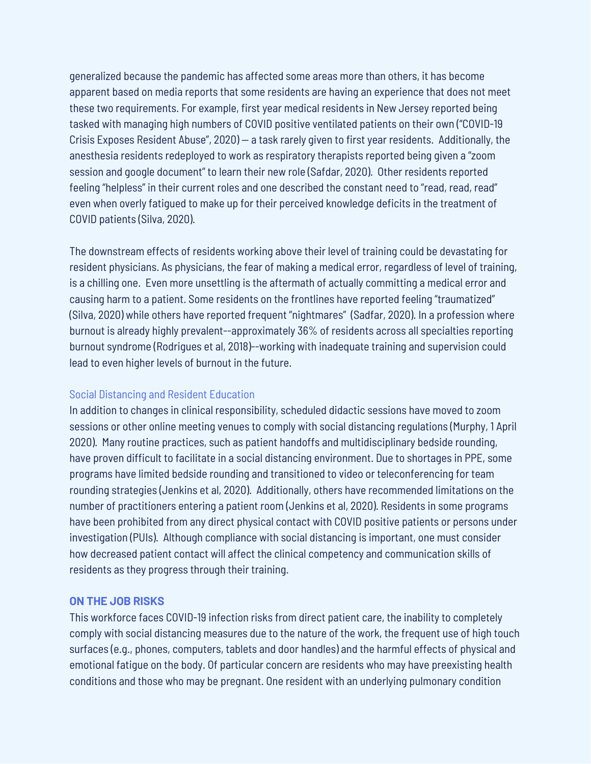generalized because the pandemic has affected some areas more than others, it has become apparent based on media reports that some residents are having an experience that does not meet these two requirements. For example, first year medical residents in New Jersey reported being tasked with managing high numbers of COVID positive ventilated patients on their own ("COVID-19 Crisis Exposes Resident Abuse", 2020) — a task rarely given to first year residents. Additionally, the anesthesia residents redeployed to work as respiratory therapists reported being given a "zoom session and google document" to learn their new role (Safdar, 2020). Other residents reported feeling "helpless" in their current roles and one described the constant need to "read, read, read" even when overly fatigued to make up for their perceived knowledge deficits in the treatment of COVID patients (Silva, 2020).

The downstream effects of residents working above their level of training could be devastating for resident physicians. As physicians, the fear of making a medical error, regardless of level of training, is a chilling one. Even more unsettling is the aftermath of actually committing a medical error and causing harm to a patient. Some residents on the frontlines have reported feeling "traumatized" (Silva, 2020) while others have reported frequent "nightmares" (Sadfar, 2020). In a profession where burnout is already highly prevalent--approximately 36% of residents across all specialties reporting burnout syndrome (Rodrigues et al, 2018)--working with inadequate training and supervision could lead to even higher levels of burnout in the future.

### Social Distancing and Resident Education

In addition to changes in clinical responsibility, scheduled didactic sessions have moved to zoom sessions or other online meeting venues to comply with social distancing regulations (Murphy, 1 April 2020). Many routine practices, such as patient handoffs and multidisciplinary bedside rounding, have proven difficult to facilitate in a social distancing environment. Due to shortages in PPE, some programs have limited bedside rounding and transitioned to video or teleconferencing for team rounding strategies (Jenkins et al, 2020). Additionally, others have recommended limitations on the number of practitioners entering a patient room (Jenkins et al, 2020). Residents in some programs have been prohibited from any direct physical contact with COVID positive patients or persons under investigation (PUIs). Although compliance with social distancing is important, one must consider how decreased patient contact will affect the clinical competency and communication skills of residents as they progress through their training.

## ON THE JOB RISKS

This workforce faces COVID-19 infection risks from direct patient care, the inability to completely comply with social distancing measures due to the nature of the work, the frequent use of high touch surfaces (e.g., phones, computers, tablets and door handles) and the harmful effects of physical and emotional fatigue on the body. Of particular concern are residents who may have preexisting health conditions and those who may be pregnant. One resident with an underlying pulmonary condition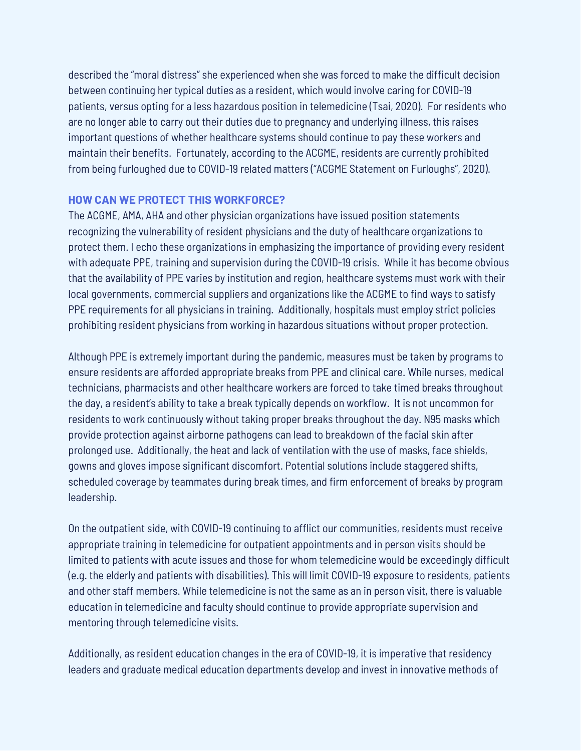described the "moral distress" she experienced when she was forced to make the difficult decision between continuing her typical duties as a resident, which would involve caring for COVID-19 patients, versus opting for a less hazardous position in telemedicine (Tsai, 2020). For residents who are no longer able to carry out their duties due to pregnancy and underlying illness, this raises important questions of whether healthcare systems should continue to pay these workers and maintain their benefits. Fortunately, according to the ACGME, residents are currently prohibited from being furloughed due to COVID-19 related matters ("ACGME Statement on Furloughs", 2020).

## HOW CAN WE PROTECT THIS WORKFORCE?

The ACGME, AMA, AHA and other physician organizations have issued position statements recognizing the vulnerability of resident physicians and the duty of healthcare organizations to protect them. I echo these organizations in emphasizing the importance of providing every resident with adequate PPE, training and supervision during the COVID-19 crisis. While it has become obvious that the availability of PPE varies by institution and region, healthcare systems must work with their local governments, commercial suppliers and organizations like the ACGME to find ways to satisfy PPE requirements for all physicians in training. Additionally, hospitals must employ strict policies prohibiting resident physicians from working in hazardous situations without proper protection.

Although PPE is extremely important during the pandemic, measures must be taken by programs to ensure residents are afforded appropriate breaks from PPE and clinical care. While nurses, medical technicians, pharmacists and other healthcare workers are forced to take timed breaks throughout the day, a resident's ability to take a break typically depends on workflow. It is not uncommon for residents to work continuously without taking proper breaks throughout the day. N95 masks which provide protection against airborne pathogens can lead to breakdown of the facial skin after prolonged use. Additionally, the heat and lack of ventilation with the use of masks, face shields, gowns and gloves impose significant discomfort. Potential solutions include staggered shifts, scheduled coverage by teammates during break times, and firm enforcement of breaks by program leadership.

On the outpatient side, with COVID-19 continuing to afflict our communities, residents must receive appropriate training in telemedicine for outpatient appointments and in person visits should be limited to patients with acute issues and those for whom telemedicine would be exceedingly difficult (e.g. the elderly and patients with disabilities). This will limit COVID-19 exposure to residents, patients and other staff members. While telemedicine is not the same as an in person visit, there is valuable education in telemedicine and faculty should continue to provide appropriate supervision and mentoring through telemedicine visits.

Additionally, as resident education changes in the era of COVID-19, it is imperative that residency leaders and graduate medical education departments develop and invest in innovative methods of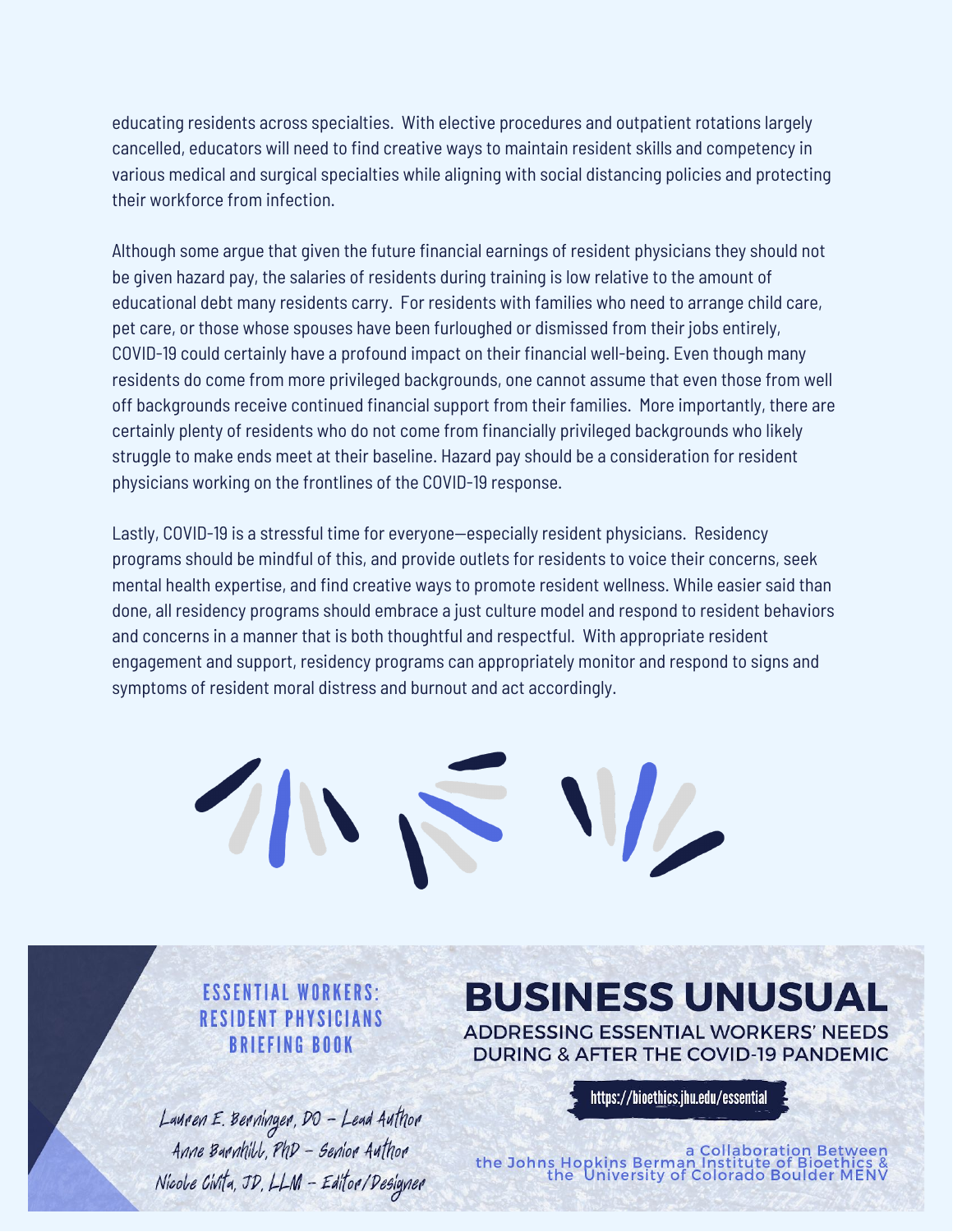educating residents across specialties. With elective procedures and outpatient rotations largely cancelled, educators will need to find creative ways to maintain resident skills and competency in various medical and surgical specialties while aligning with social distancing policies and protecting their workforce from infection.

Although some argue that given the future financial earnings of resident physicians they should not be given hazard pay, the salaries of residents during training is low relative to the amount of educational debt many residents carry. For residents with families who need to arrange child care, pet care, or those whose spouses have been furloughed or dismissed from their jobs entirely, COVID-19 could certainly have a profound impact on their financial well-being. Even though many residents do come from more privileged backgrounds, one cannot assume that even those from well off backgrounds receive continued financial support from their families. More importantly, there are certainly plenty of residents who do not come from financially privileged backgrounds who likely struggle to make ends meet at their baseline. Hazard pay should be a consideration for resident physicians working on the frontlines of the COVID-19 response.

Lastly, COVID-19 is a stressful time for everyone—especially resident physicians. Residency programs should be mindful of this, and provide outlets for residents to voice their concerns, seek mental health expertise, and find creative ways to promote resident wellness. While easier said than done, all residency programs should embrace a just culture model and respond to resident behaviors and concerns in a manner that is both thoughtful and respectful. With appropriate resident engagement and support, residency programs can appropriately monitor and respond to signs and symptoms of resident moral distress and burnout and act accordingly.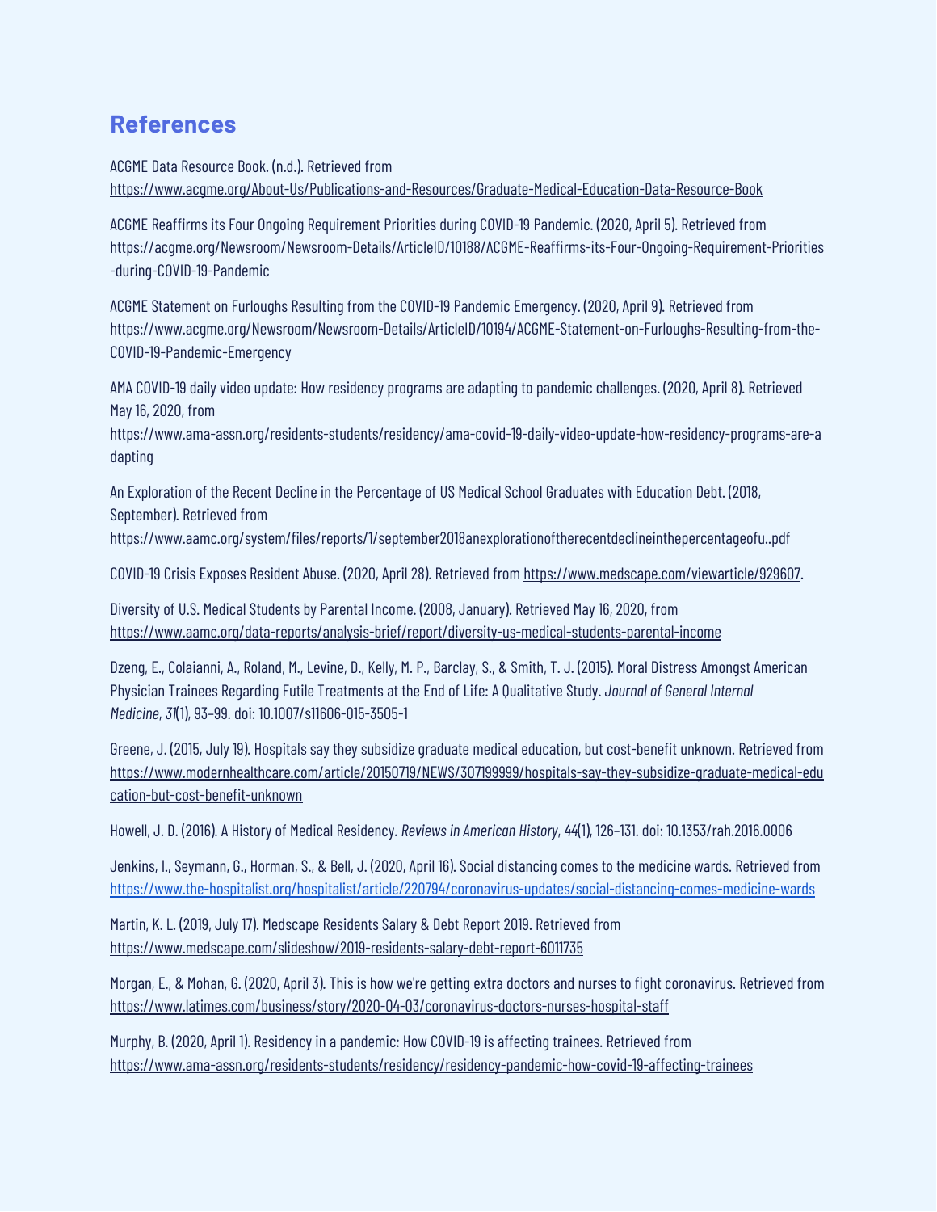## References

ACGME Data Resource Book. (n.d.). Retrieved from https://www.acgme.org/About-Us/Publications-and-Resources/Graduate-Medical-Education-Data-Resource-Book

ACGME Reaffirms its Four Ongoing Requirement Priorities during COVID-19 Pandemic. (2020, April 5). Retrieved from https://acgme.org/Newsroom/Newsroom-Details/ArticleID/10188/ACGME-Reaffirms-its-Four-Ongoing-Requirement-Priorities-during-COVID-19-Pandemic

ACGME Statement on Furloughs Resulting from the COVID-19 Pandemic Emergency. (2020, April 9). Retrieved from https://www.acgme.org/Newsroom/Newsroom-Details/ArticleID/10194/ACGME-Statement-on-Furloughs-Resulting-from-the-COVID-19-Pandemic-Emergency

AMA COVID-19 daily video update: How residency programs are adapting to pandemic challenges. (2020, April 8). Retrieved May 16, 2020, from https://www.ama-assn.org/residents-students/residency/ama-covid-19-daily-video-update-how-residency-programs-are-adapting

An Exploration of the Recent Decline in the Percentage of US Medical School Graduates with Education Debt. (2018, September). Retrieved from https://www.aamc.org/system/files/reports/1/september2018anexplorationoftherecentdeclineinthepercentageofu..pdf

COVID-19 Crisis Exposes Resident Abuse. (2020, April 28). Retrieved from https://www.medscape.com/viewarticle/929607.

Diversity of U.S. Medical Students by Parental Income. (2008, January). Retrieved May 16, 2020, from https://www.aamc.org/data-reports/analysis-brief/report/diversity-us-medical-students-parental-income

Dzeng, E., Colaianni, A., Roland, M., Levine, D., Kelly, M. P., Barclay, S., & Smith, T. J. (2015). Moral Distress Amongst American Physician Trainees Regarding Futile Treatments at the End of Life: A Qualitative Study. *Journal of General Internal Medicine*, *31*(1), 93–99. doi: 10.1007/s11606-015-3505-1

Greene, J. (2015, July 19). Hospitals say they subsidize graduate medical education, but cost-benefit unknown. Retrieved from https://www.modernhealthcare.com/article/20150719/NEWS/307199999/hospitals-say-they-subsidize-graduate-medical-education-but-cost-benefit-unknown

Howell, J. D. (2016). A History of Medical Residency. *Reviews in American History*, *44*(1), 126–131. doi: 10.1353/rah.2016.0006

Jenkins, I., Seymann, G., Horman, S., & Bell, J. (2020, April 16). Social distancing comes to the medicine wards. Retrieved from https://www.the-hospitalist.org/hospitalist/article/220794/coronavirus-updates/social-distancing-comes-medicine-wards

Martin, K. L. (2019, July 17). Medscape Residents Salary & Debt Report 2019. Retrieved from https://www.medscape.com/slideshow/2019-residents-salary-debt-report-6011735

Morgan, E., & Mohan, G. (2020, April 3). This is how we're getting extra doctors and nurses to fight coronavirus. Retrieved from https://www.latimes.com/business/story/2020-04-03/coronavirus-doctors-nurses-hospital-staff

Murphy, B. (2020, April 1). Residency in a pandemic: How COVID-19 is affecting trainees. Retrieved from https://www.ama-assn.org/residents-students/residency/residency-pandemic-how-covid-19-affecting-trainees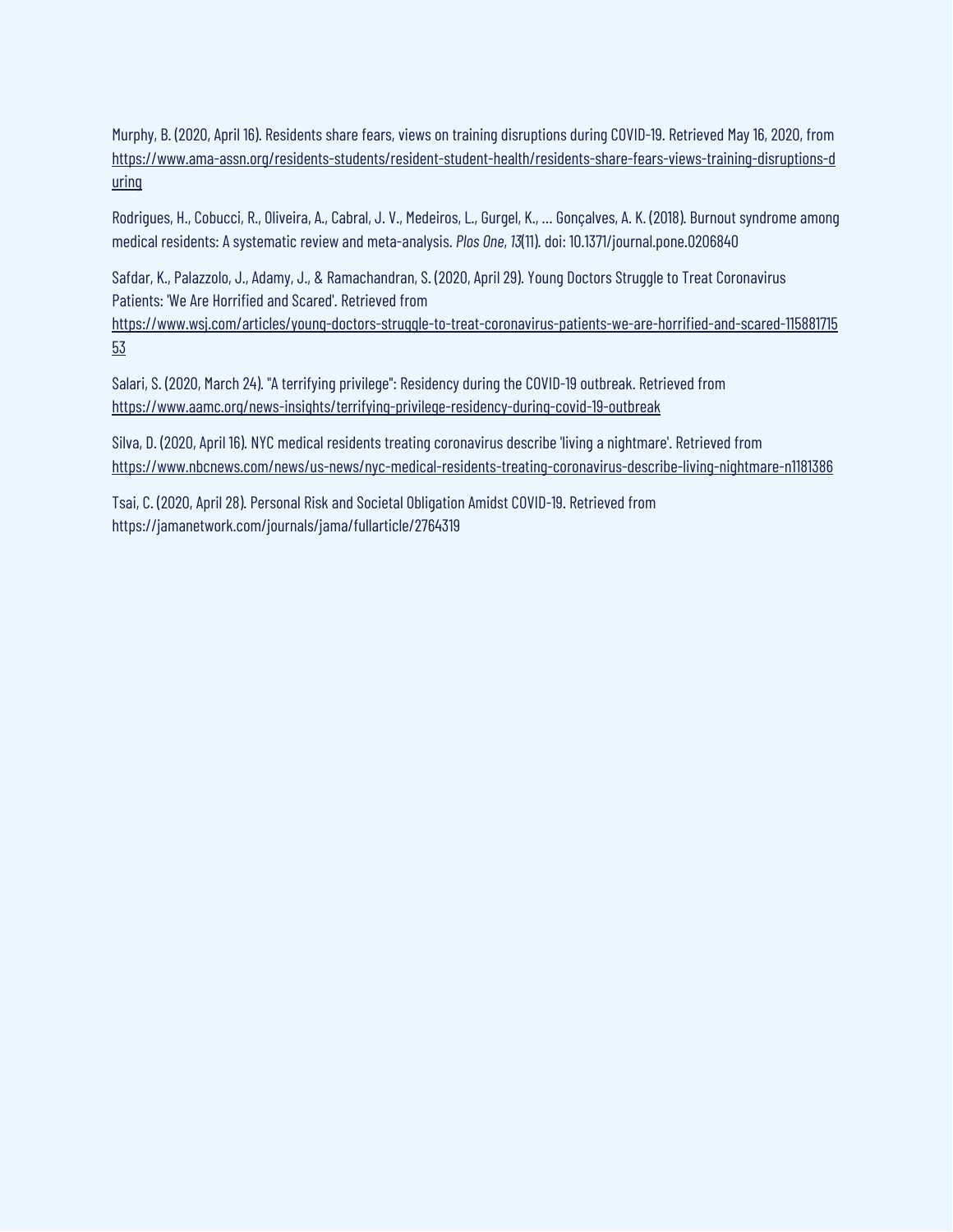Murphy, B. (2020, April 16). Residents share fears, views on training disruptions during COVID-19. Retrieved May 16, 2020, from https://www.ama-assn.org/residents-students/resident-student-health/residents-share-fears-views-training-disruptions-during

Rodrigues, H., Cobucci, R., Oliveira, A., Cabral, J. V., Medeiros, L., Gurgel, K., … Gonçalves, A. K. (2018). Burnout syndrome among medical residents: A systematic review and meta-analysis. *Plos One*, *13*(11). doi: 10.1371/journal.pone.0206840

Safdar, K., Palazzolo, J., Adamy, J., & Ramachandran, S. (2020, April 29). Young Doctors Struggle to Treat Coronavirus Patients: 'We Are Horrified and Scared'. Retrieved from https://www.wsj.com/articles/young-doctors-struggle-to-treat-coronavirus-patients-we-are-horrified-and-scared-11588171553

Salari, S. (2020, March 24). "A terrifying privilege": Residency during the COVID-19 outbreak. Retrieved from https://www.aamc.org/news-insights/terrifying-privilege-residency-during-covid-19-outbreak

Silva, D. (2020, April 16). NYC medical residents treating coronavirus describe 'living a nightmare'. Retrieved from https://www.nbcnews.com/news/us-news/nyc-medical-residents-treating-coronavirus-describe-living-nightmare-n1181386

Tsai, C. (2020, April 28). Personal Risk and Societal Obligation Amidst COVID-19. Retrieved from https://jamanetwork.com/journals/jama/fullarticle/2764319